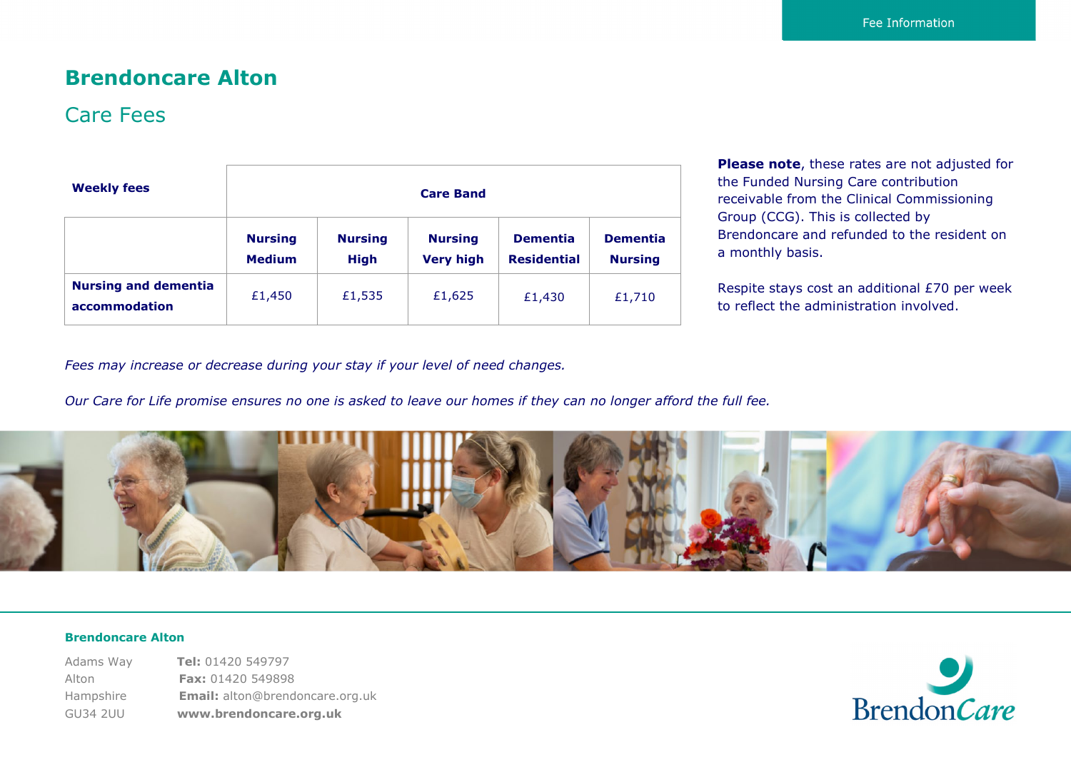Fee Information

# Brendoncare Alton

## Care Fees

| Weekly fees | Care Band | | | | |
|---|---|---|---|---|---|
| | **Nursing Medium** | **Nursing High** | **Nursing Very high** | **Dementia Residential** | **Dementia Nursing** |
| **Nursing and dementia accommodation** | £1,450 | £1,535 | £1,625 | £1,430 | £1,710 |

**Please note**, these rates are not adjusted for the Funded Nursing Care contribution receivable from the Clinical Commissioning Group (CCG). This is collected by Brendoncare and refunded to the resident on a monthly basis.

Respite stays cost an additional £70 per week to reflect the administration involved.

*Fees may increase or decrease during your stay if your level of need changes.*

*Our Care for Life promise ensures no one is asked to leave our homes if they can no longer afford the full fee.*

**Brendoncare Alton**

Adams Way
Alton
Hampshire
GU34 2UU

**Tel:** 01420 549797
**Fax:** 01420 549898
**Email:** alton@brendoncare.org.uk
**www.brendoncare.org.uk**

BrendonCare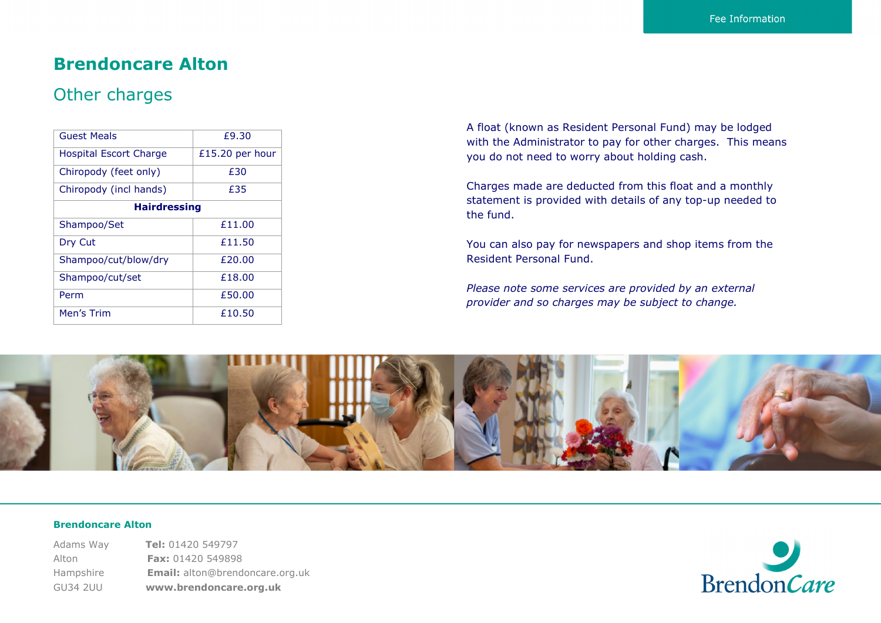# Brendoncare Alton

## Other charges

| | |
|---|---|
| Guest Meals | £9.30 |
| Hospital Escort Charge | £15.20 per hour |
| Chiropody (feet only) | £30 |
| Chiropody (incl hands) | £35 |
| **Hairdressing** | |
| Shampoo/Set | £11.00 |
| Dry Cut | £11.50 |
| Shampoo/cut/blow/dry | £20.00 |
| Shampoo/cut/set | £18.00 |
| Perm | £50.00 |
| Men's Trim | £10.50 |

A float (known as Resident Personal Fund) may be lodged with the Administrator to pay for other charges. This means you do not need to worry about holding cash.

Charges made are deducted from this float and a monthly statement is provided with details of any top-up needed to the fund.

You can also pay for newspapers and shop items from the Resident Personal Fund.

*Please note some services are provided by an external provider and so charges may be subject to change.*

**Brendoncare Alton**

Adams Way
Alton
Hampshire
GU34 2UU

**Tel:** 01420 549797
**Fax:** 01420 549898
**Email:** alton@brendoncare.org.uk
**www.brendoncare.org.uk**

BrendonCare